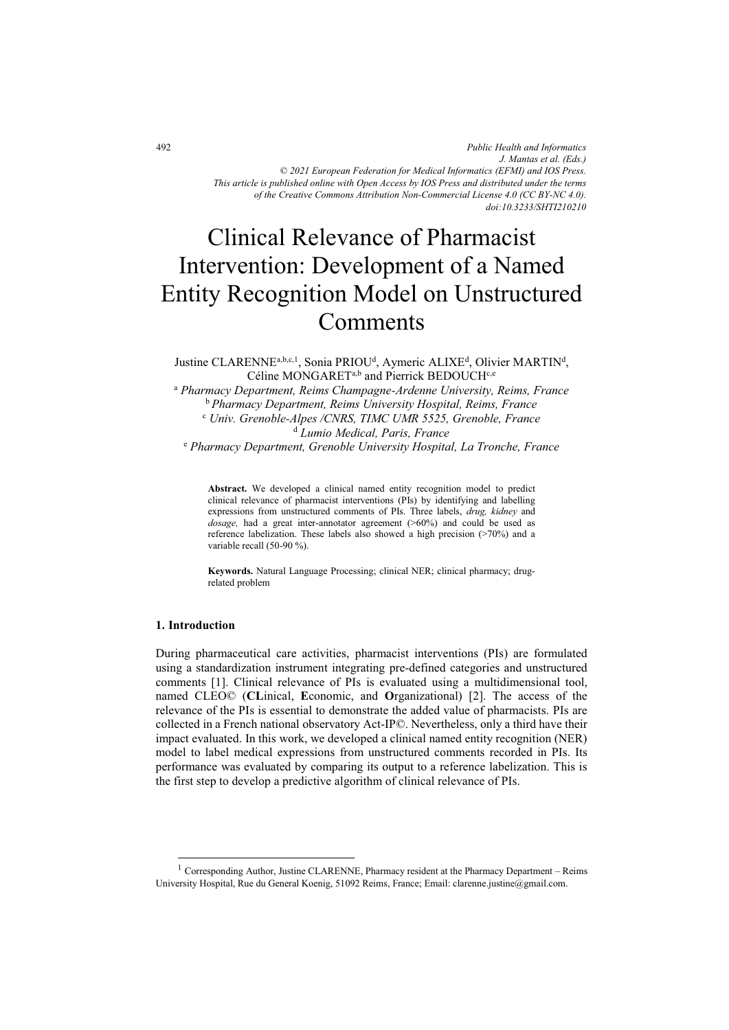# Clinical Relevance of Pharmacist Intervention: Development of a Named Entity Recognition Model on Unstructured Comments

Justine CLARENNE[a,b,c,1], Sonia PRIOU[d], Aymeric ALIXE[d], Olivier MARTIN[d], Céline MONGARET[a,b] and Pierrick BEDOUCH[c,e]

[a] *Pharmacy Department, Reims Champagne-Ardenne University, Reims, France*
[b] *Pharmacy Department, Reims University Hospital, Reims, France*
[c] *Univ. Grenoble-Alpes /CNRS, TIMC UMR 5525, Grenoble, France*
[d] *Lumio Medical, Paris, France*
[e] *Pharmacy Department, Grenoble University Hospital, La Tronche, France*

**Abstract.** We developed a clinical named entity recognition model to predict clinical relevance of pharmacist interventions (PIs) by identifying and labelling expressions from unstructured comments of PIs. Three labels, *drug, kidney* and *dosage,* had a great inter-annotator agreement (>60%) and could be used as reference labelization. These labels also showed a high precision (>70%) and a variable recall (50-90 %).

**Keywords.** Natural Language Processing; clinical NER; clinical pharmacy; drug-related problem

## 1. Introduction

During pharmaceutical care activities, pharmacist interventions (PIs) are formulated using a standardization instrument integrating pre-defined categories and unstructured comments [1]. Clinical relevance of PIs is evaluated using a multidimensional tool, named CLEO© (**CL**inical, **E**conomic, and **O**rganizational) [2]. The access of the relevance of the PIs is essential to demonstrate the added value of pharmacists. PIs are collected in a French national observatory Act-IP©. Nevertheless, only a third have their impact evaluated. In this work, we developed a clinical named entity recognition (NER) model to label medical expressions from unstructured comments recorded in PIs. Its performance was evaluated by comparing its output to a reference labelization. This is the first step to develop a predictive algorithm of clinical relevance of PIs.

[1] Corresponding Author, Justine CLARENNE, Pharmacy resident at the Pharmacy Department – Reims University Hospital, Rue du General Koenig, 51092 Reims, France; Email: clarenne.justine@gmail.com.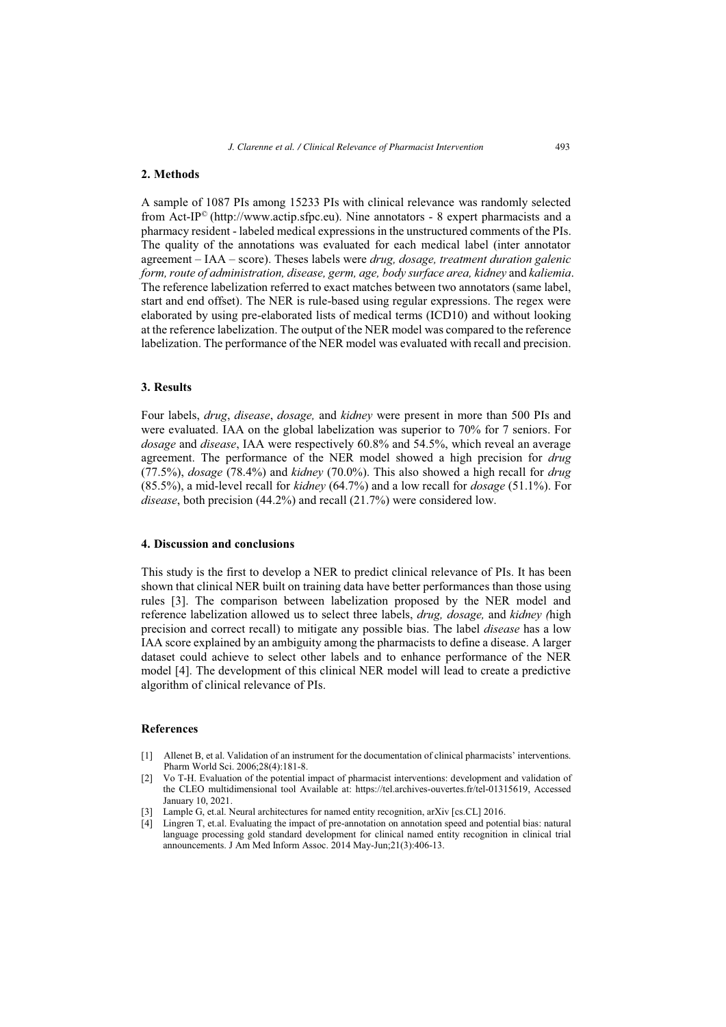## 2. Methods

A sample of 1087 PIs among 15233 PIs with clinical relevance was randomly selected from Act-IP© (http://www.actip.sfpc.eu). Nine annotators - 8 expert pharmacists and a pharmacy resident - labeled medical expressions in the unstructured comments of the PIs. The quality of the annotations was evaluated for each medical label (inter annotator agreement – IAA – score). Theses labels were *drug, dosage, treatment duration galenic form, route of administration, disease, germ, age, body surface area, kidney* and *kaliemia*. The reference labelization referred to exact matches between two annotators (same label, start and end offset). The NER is rule-based using regular expressions. The regex were elaborated by using pre-elaborated lists of medical terms (ICD10) and without looking at the reference labelization. The output of the NER model was compared to the reference labelization. The performance of the NER model was evaluated with recall and precision.

## 3. Results

Four labels, *drug*, *disease*, *dosage,* and *kidney* were present in more than 500 PIs and were evaluated. IAA on the global labelization was superior to 70% for 7 seniors. For *dosage* and *disease*, IAA were respectively 60.8% and 54.5%, which reveal an average agreement. The performance of the NER model showed a high precision for *drug* (77.5%), *dosage* (78.4%) and *kidney* (70.0%). This also showed a high recall for *drug* (85.5%), a mid-level recall for *kidney* (64.7%) and a low recall for *dosage* (51.1%). For *disease*, both precision (44.2%) and recall (21.7%) were considered low.

## 4. Discussion and conclusions

This study is the first to develop a NER to predict clinical relevance of PIs. It has been shown that clinical NER built on training data have better performances than those using rules [3]. The comparison between labelization proposed by the NER model and reference labelization allowed us to select three labels, *drug, dosage,* and *kidney (*high precision and correct recall) to mitigate any possible bias. The label *disease* has a low IAA score explained by an ambiguity among the pharmacists to define a disease. A larger dataset could achieve to select other labels and to enhance performance of the NER model [4]. The development of this clinical NER model will lead to create a predictive algorithm of clinical relevance of PIs.

## References

[1] Allenet B, et al. Validation of an instrument for the documentation of clinical pharmacists' interventions. Pharm World Sci. 2006;28(4):181-8.

[2] Vo T-H. Evaluation of the potential impact of pharmacist interventions: development and validation of the CLEO multidimensional tool Available at: https://tel.archives-ouvertes.fr/tel-01315619, Accessed January 10, 2021.

[3] Lample G, et.al. Neural architectures for named entity recognition, arXiv [cs.CL] 2016.

[4] Lingren T, et.al. Evaluating the impact of pre-annotation on annotation speed and potential bias: natural language processing gold standard development for clinical named entity recognition in clinical trial announcements. J Am Med Inform Assoc. 2014 May-Jun;21(3):406-13.